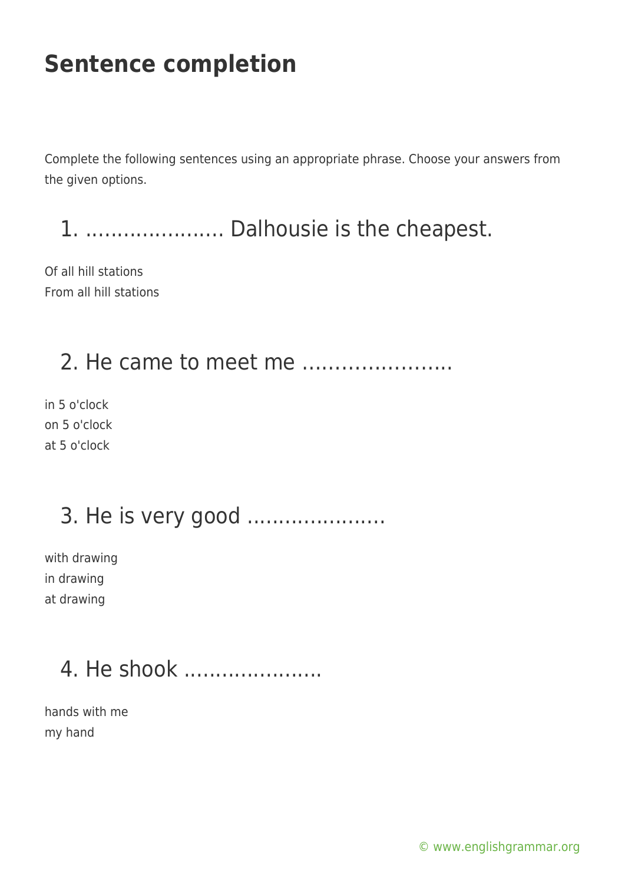# Sentence completion

Complete the following sentences using an appropriate phrase. Choose your answers from the given options.

## 1. ………………… Dalhousie is the cheapest.

Of all hill stations
From all hill stations

## 2. He came to meet me …………………..

in 5 o'clock
on 5 o'clock
at 5 o'clock

## 3. He is very good ………………….

with drawing
in drawing
at drawing

## 4. He shook ………………….

hands with me
my hand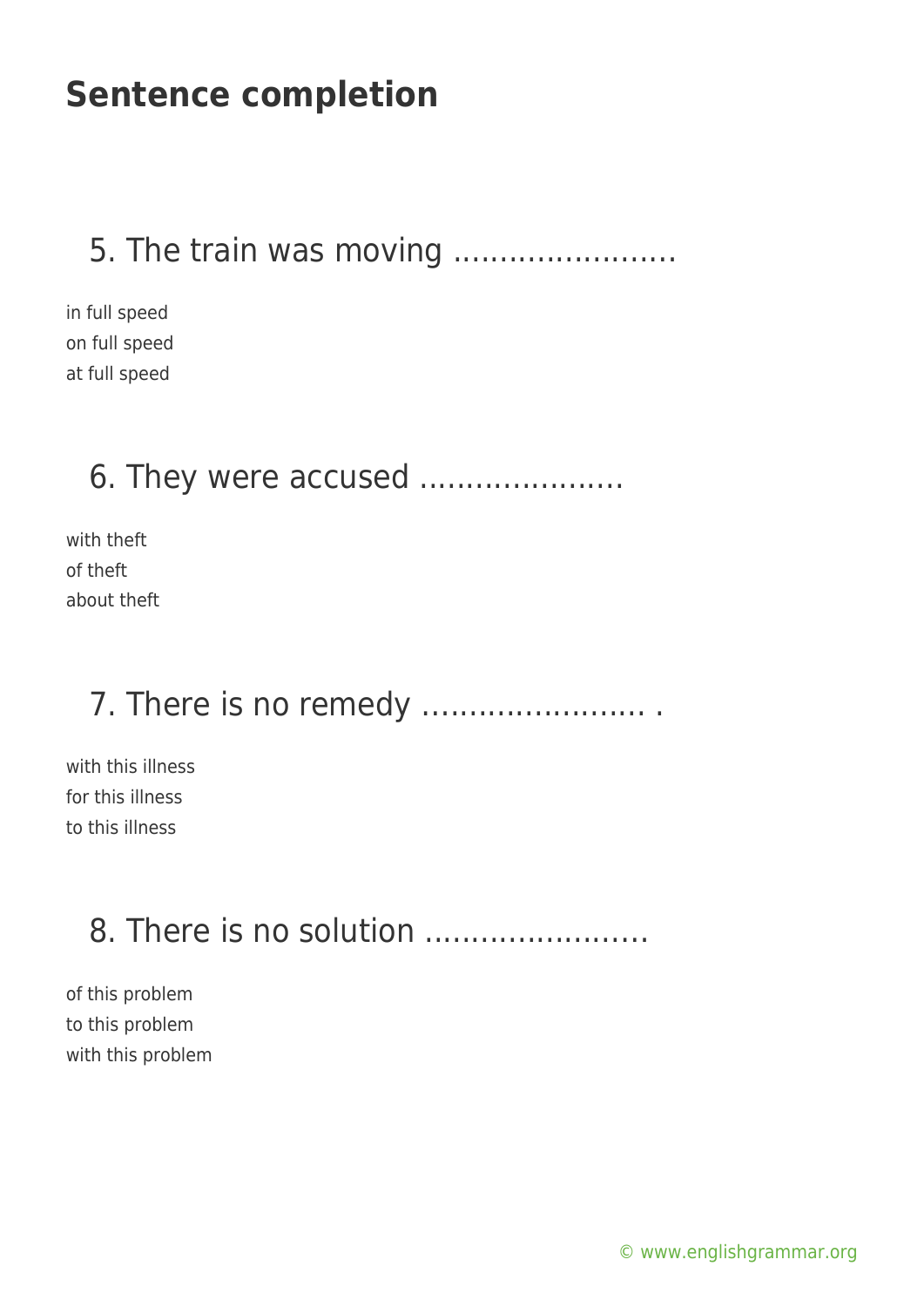# Sentence completion

## 5. The train was moving ……………………

in full speed
on full speed
at full speed

## 6. They were accused ………………….

with theft
of theft
about theft

## 7. There is no remedy …………………… .

with this illness
for this illness
to this illness

## 8. There is no solution ……………………

of this problem
to this problem
with this problem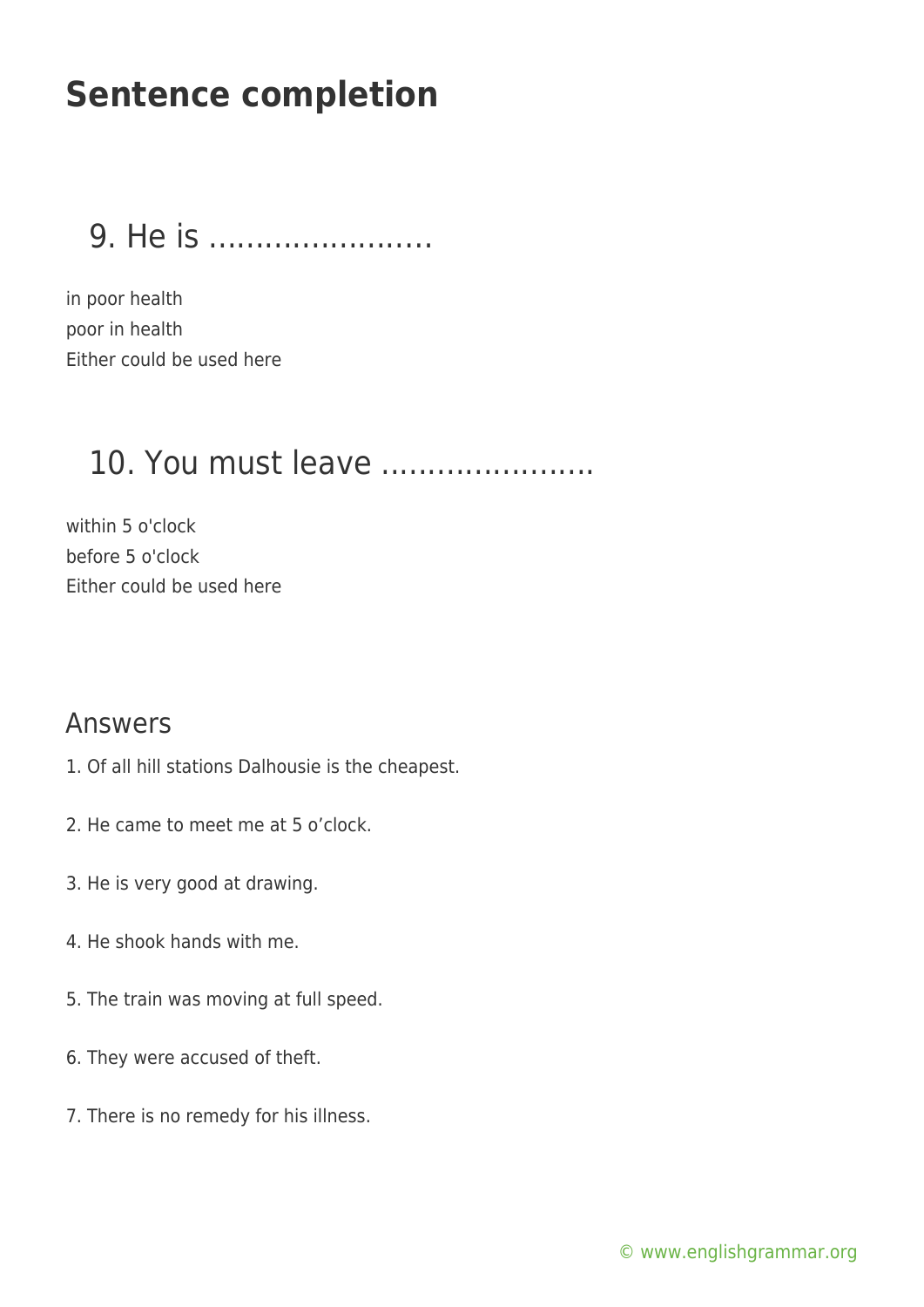# Sentence completion

## 9. He is ......................

in poor health
poor in health
Either could be used here

## 10. You must leave .....................

within 5 o'clock
before 5 o'clock
Either could be used here

## Answers

1. Of all hill stations Dalhousie is the cheapest.

2. He came to meet me at 5 o'clock.

3. He is very good at drawing.

4. He shook hands with me.

5. The train was moving at full speed.

6. They were accused of theft.

7. There is no remedy for his illness.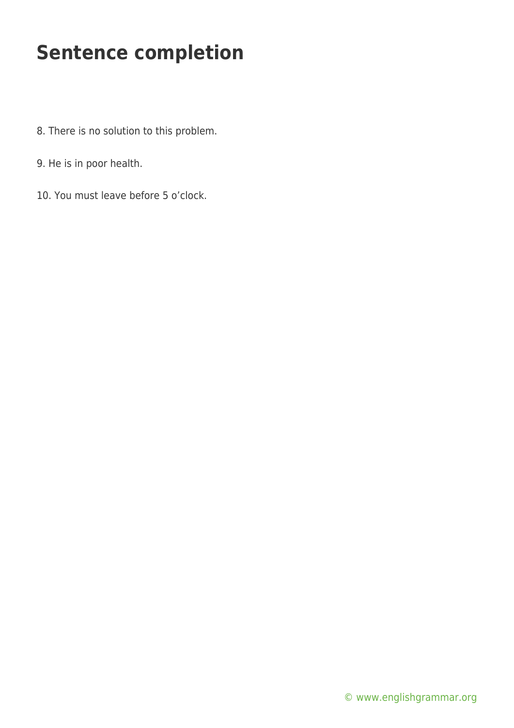# Sentence completion

8. There is no solution to this problem.

9. He is in poor health.

10. You must leave before 5 o'clock.